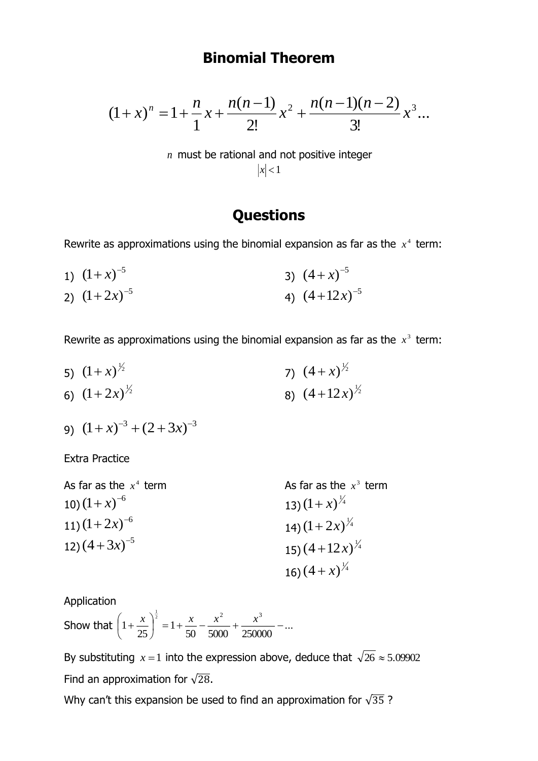# Binomial Theorem

$$(1+x)^n = 1+\frac{n}{1}x+\frac{n(n-1)}{2!}x^2+\frac{n(n-1)(n-2)}{3!}x^3...$$

$n$ must be rational and not positive integer

$|x|<1$

# Questions

Rewrite as approximations using the binomial expansion as far as the $x^4$ term:

1) $(1+x)^{-5}$
2) $(1+2x)^{-5}$
3) $(4+x)^{-5}$
4) $(4+12x)^{-5}$

Rewrite as approximations using the binomial expansion as far as the $x^3$ term:

5) $(1+x)^{\frac{1}{2}}$
6) $(1+2x)^{\frac{1}{2}}$
7) $(4+x)^{\frac{1}{2}}$
8) $(4+12x)^{\frac{1}{2}}$
9) $(1+x)^{-3}+(2+3x)^{-3}$

Extra Practice

As far as the $x^4$ term

10) $(1+x)^{-6}$
11) $(1+2x)^{-6}$
12) $(4+3x)^{-5}$

As far as the $x^3$ term

13) $(1+x)^{\frac{1}{4}}$
14) $(1+2x)^{\frac{1}{4}}$
15) $(4+12x)^{\frac{1}{4}}$
16) $(4+x)^{\frac{1}{4}}$

Application

Show that $\left(1+\frac{x}{25}\right)^{\frac{1}{2}} = 1+\frac{x}{50}-\frac{x^2}{5000}+\frac{x^3}{250000}-...$

By substituting $x=1$ into the expression above, deduce that $\sqrt{26}\approx 5.09902$

Find an approximation for $\sqrt{28}$.

Why can't this expansion be used to find an approximation for $\sqrt{35}$ ?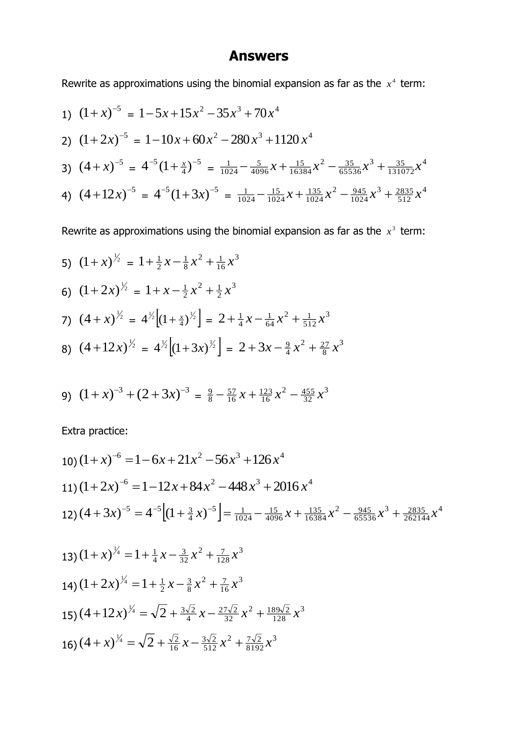# Answers

Rewrite as approximations using the binomial expansion as far as the $x^4$ term:

1) $(1+x)^{-5}$ = $1-5x+15x^2-35x^3+70x^4$

2) $(1+2x)^{-5}$ = $1-10x+60x^2-280x^3+1120x^4$

3) $(4+x)^{-5}$ = $4^{-5}(1+\frac{x}{4})^{-5}$ = $\frac{1}{1024}-\frac{5}{4096}x+\frac{15}{16384}x^2-\frac{35}{65536}x^3+\frac{35}{131072}x^4$

4) $(4+12x)^{-5}$ = $4^{-5}(1+3x)^{-5}$ = $\frac{1}{1024}-\frac{15}{1024}x+\frac{135}{1024}x^2-\frac{945}{1024}x^3+\frac{2835}{512}x^4$

Rewrite as approximations using the binomial expansion as far as the $x^3$ term:

5) $(1+x)^{\frac{1}{2}}$ = $1+\frac{1}{2}x-\frac{1}{8}x^2+\frac{1}{16}x^3$

6) $(1+2x)^{\frac{1}{2}}$ = $1+x-\frac{1}{2}x^2+\frac{1}{2}x^3$

7) $(4+x)^{\frac{1}{2}}$ = $4^{\frac{1}{2}}\left[(1+\frac{x}{4})^{\frac{1}{2}}\right]$ = $2+\frac{1}{4}x-\frac{1}{64}x^2+\frac{1}{512}x^3$

8) $(4+12x)^{\frac{1}{2}}$ = $4^{\frac{1}{2}}\left[(1+3x)^{\frac{1}{2}}\right]$ = $2+3x-\frac{9}{4}x^2+\frac{27}{8}x^3$

9) $(1+x)^{-3}+(2+3x)^{-3}$ = $\frac{9}{8}-\frac{57}{16}x+\frac{123}{16}x^2-\frac{455}{32}x^3$

Extra practice:

10) $(1+x)^{-6}=1-6x+21x^2-56x^3+126x^4$

11) $(1+2x)^{-6}=1-12x+84x^2-448x^3+2016x^4$

12) $(4+3x)^{-5}=4^{-5}\left[(1+\frac{3}{4}x)^{-5}\right]=\frac{1}{1024}-\frac{15}{4096}x+\frac{135}{16384}x^2-\frac{945}{65536}x^3+\frac{2835}{262144}x^4$

13) $(1+x)^{\frac{1}{4}}=1+\frac{1}{4}x-\frac{3}{32}x^2+\frac{7}{128}x^3$

14) $(1+2x)^{\frac{1}{4}}=1+\frac{1}{2}x-\frac{3}{8}x^2+\frac{7}{16}x^3$

15) $(4+12x)^{\frac{1}{4}}=\sqrt{2}+\frac{3\sqrt{2}}{4}x-\frac{27\sqrt{2}}{32}x^2+\frac{189\sqrt{2}}{128}x^3$

16) $(4+x)^{\frac{1}{4}}=\sqrt{2}+\frac{\sqrt{2}}{16}x-\frac{3\sqrt{2}}{512}x^2+\frac{7\sqrt{2}}{8192}x^3$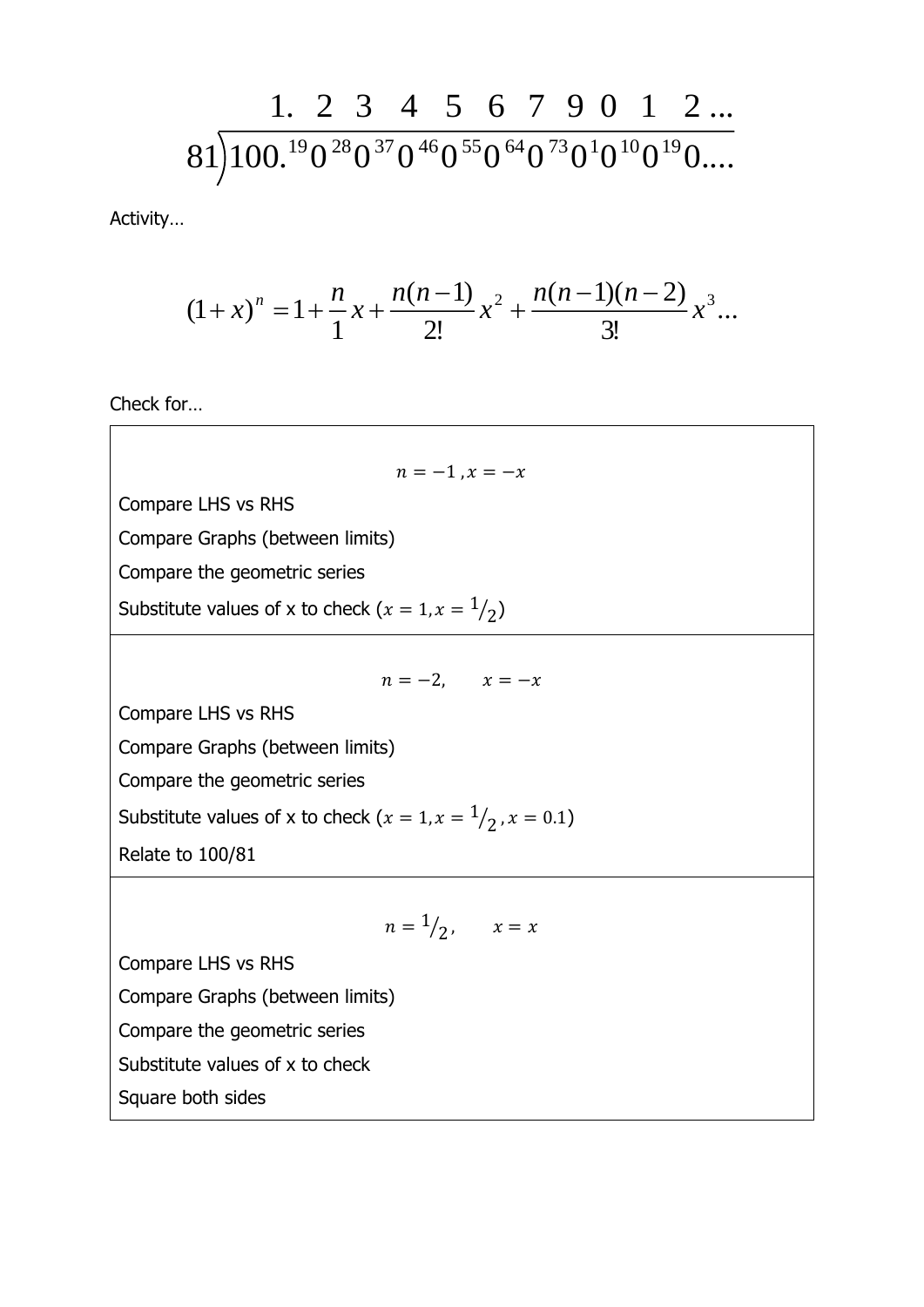$$
\begin{array}{r}
1.\ 2\ \ 3\ \ 4\ \ 5\ \ 6\ \ 7\ \ 9\ 0\ \ 1\ \ 2\ldots \\
81\overline{\big)100.{}^{19}0\,{}^{28}0\,{}^{37}0\,{}^{46}0\,{}^{55}0\,{}^{64}0\,{}^{73}0\,{}^{1}0\,{}^{10}0\,{}^{19}0\ldots.}
\end{array}
$$

Activity…

$$(1+x)^{n}=1+\frac{n}{1}x+\frac{n(n-1)}{2!}x^{2}+\frac{n(n-1)(n-2)}{3!}x^{3}\ldots$$

Check for…

| |
|---|
| $n=-1\ ,x=-x$<br>Compare LHS vs RHS<br>Compare Graphs (between limits)<br>Compare the geometric series<br>Substitute values of x to check ($x=1, x={}^{1}/_{2}$) |
| $n=-2, \qquad x=-x$<br>Compare LHS vs RHS<br>Compare Graphs (between limits)<br>Compare the geometric series<br>Substitute values of x to check ($x=1, x={}^{1}/_{2}, x=0.1$)<br>Relate to 100/81 |
| $n={}^{1}/_{2}, \qquad x=x$<br>Compare LHS vs RHS<br>Compare Graphs (between limits)<br>Compare the geometric series<br>Substitute values of x to check<br>Square both sides |